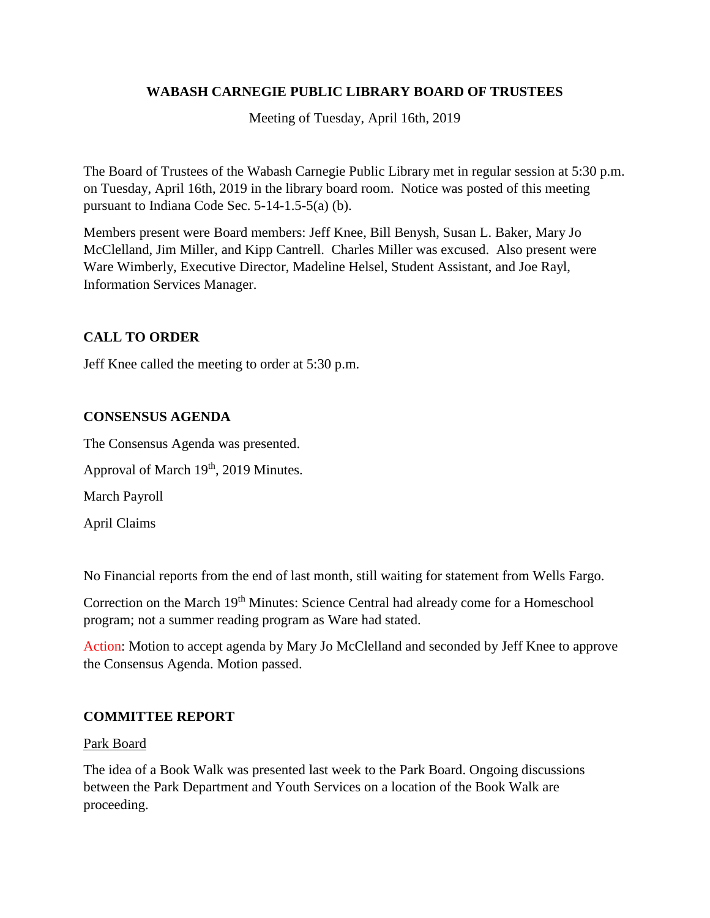# WABASH CARNEGIE PUBLIC LIBRARY BOARD OF TRUSTEES

Meeting of Tuesday, April 16th, 2019

The Board of Trustees of the Wabash Carnegie Public Library met in regular session at 5:30 p.m. on Tuesday, April 16th, 2019 in the library board room. Notice was posted of this meeting pursuant to Indiana Code Sec. 5-14-1.5-5(a) (b).

Members present were Board members: Jeff Knee, Bill Benysh, Susan L. Baker, Mary Jo McClelland, Jim Miller, and Kipp Cantrell. Charles Miller was excused. Also present were Ware Wimberly, Executive Director, Madeline Helsel, Student Assistant, and Joe Rayl, Information Services Manager.

## CALL TO ORDER

Jeff Knee called the meeting to order at 5:30 p.m.

## CONSENSUS AGENDA

The Consensus Agenda was presented.

Approval of March 19th, 2019 Minutes.

March Payroll

April Claims

No Financial reports from the end of last month, still waiting for statement from Wells Fargo.

Correction on the March 19th Minutes: Science Central had already come for a Homeschool program; not a summer reading program as Ware had stated.

Action: Motion to accept agenda by Mary Jo McClelland and seconded by Jeff Knee to approve the Consensus Agenda. Motion passed.

## COMMITTEE REPORT

### Park Board

The idea of a Book Walk was presented last week to the Park Board. Ongoing discussions between the Park Department and Youth Services on a location of the Book Walk are proceeding.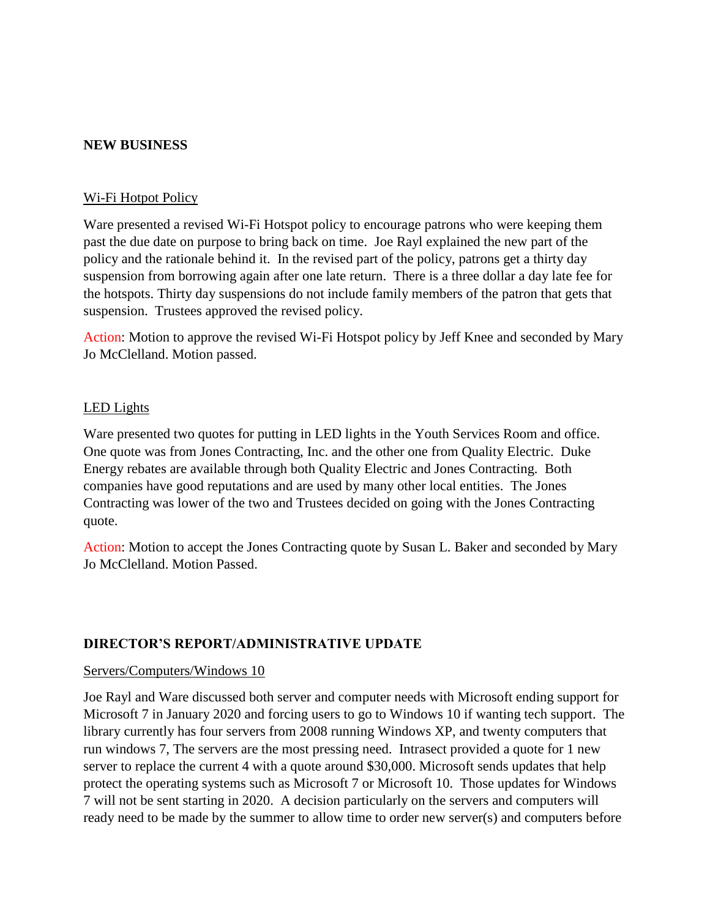## NEW BUSINESS

Wi-Fi Hotpot Policy

Ware presented a revised Wi-Fi Hotspot policy to encourage patrons who were keeping them past the due date on purpose to bring back on time. Joe Rayl explained the new part of the policy and the rationale behind it. In the revised part of the policy, patrons get a thirty day suspension from borrowing again after one late return. There is a three dollar a day late fee for the hotspots. Thirty day suspensions do not include family members of the patron that gets that suspension. Trustees approved the revised policy.

Action: Motion to approve the revised Wi-Fi Hotspot policy by Jeff Knee and seconded by Mary Jo McClelland. Motion passed.

LED Lights

Ware presented two quotes for putting in LED lights in the Youth Services Room and office. One quote was from Jones Contracting, Inc. and the other one from Quality Electric. Duke Energy rebates are available through both Quality Electric and Jones Contracting. Both companies have good reputations and are used by many other local entities. The Jones Contracting was lower of the two and Trustees decided on going with the Jones Contracting quote.

Action: Motion to accept the Jones Contracting quote by Susan L. Baker and seconded by Mary Jo McClelland. Motion Passed.

## DIRECTOR'S REPORT/ADMINISTRATIVE UPDATE

Servers/Computers/Windows 10

Joe Rayl and Ware discussed both server and computer needs with Microsoft ending support for Microsoft 7 in January 2020 and forcing users to go to Windows 10 if wanting tech support. The library currently has four servers from 2008 running Windows XP, and twenty computers that run windows 7, The servers are the most pressing need. Intrasect provided a quote for 1 new server to replace the current 4 with a quote around $30,000. Microsoft sends updates that help protect the operating systems such as Microsoft 7 or Microsoft 10. Those updates for Windows 7 will not be sent starting in 2020. A decision particularly on the servers and computers will ready need to be made by the summer to allow time to order new server(s) and computers before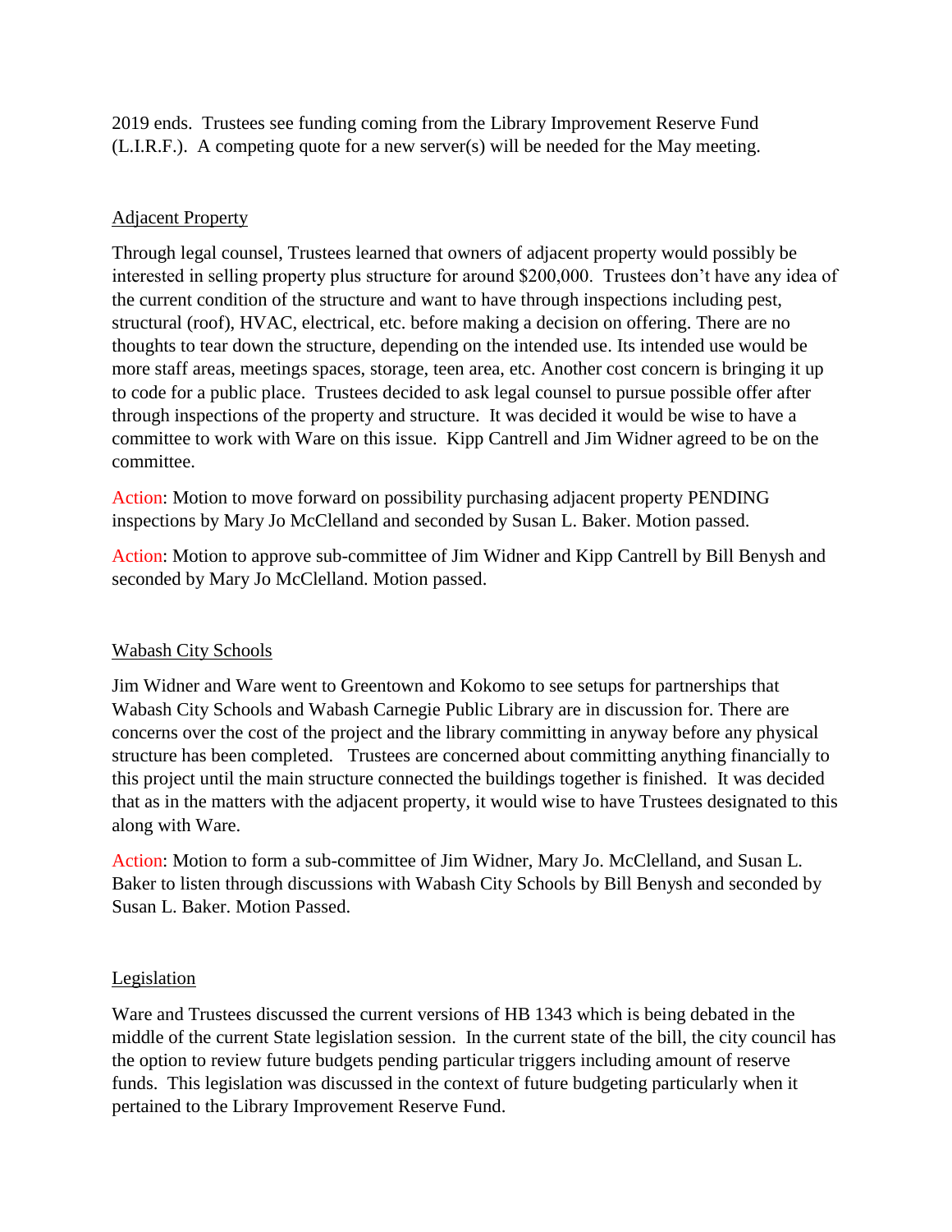2019 ends. Trustees see funding coming from the Library Improvement Reserve Fund (L.I.R.F.). A competing quote for a new server(s) will be needed for the May meeting.

Adjacent Property

Through legal counsel, Trustees learned that owners of adjacent property would possibly be interested in selling property plus structure for around $200,000. Trustees don't have any idea of the current condition of the structure and want to have through inspections including pest, structural (roof), HVAC, electrical, etc. before making a decision on offering. There are no thoughts to tear down the structure, depending on the intended use. Its intended use would be more staff areas, meetings spaces, storage, teen area, etc. Another cost concern is bringing it up to code for a public place. Trustees decided to ask legal counsel to pursue possible offer after through inspections of the property and structure. It was decided it would be wise to have a committee to work with Ware on this issue. Kipp Cantrell and Jim Widner agreed to be on the committee.

Action: Motion to move forward on possibility purchasing adjacent property PENDING inspections by Mary Jo McClelland and seconded by Susan L. Baker. Motion passed.

Action: Motion to approve sub-committee of Jim Widner and Kipp Cantrell by Bill Benysh and seconded by Mary Jo McClelland. Motion passed.

Wabash City Schools

Jim Widner and Ware went to Greentown and Kokomo to see setups for partnerships that Wabash City Schools and Wabash Carnegie Public Library are in discussion for. There are concerns over the cost of the project and the library committing in anyway before any physical structure has been completed. Trustees are concerned about committing anything financially to this project until the main structure connected the buildings together is finished. It was decided that as in the matters with the adjacent property, it would wise to have Trustees designated to this along with Ware.

Action: Motion to form a sub-committee of Jim Widner, Mary Jo. McClelland, and Susan L. Baker to listen through discussions with Wabash City Schools by Bill Benysh and seconded by Susan L. Baker. Motion Passed.

Legislation

Ware and Trustees discussed the current versions of HB 1343 which is being debated in the middle of the current State legislation session. In the current state of the bill, the city council has the option to review future budgets pending particular triggers including amount of reserve funds. This legislation was discussed in the context of future budgeting particularly when it pertained to the Library Improvement Reserve Fund.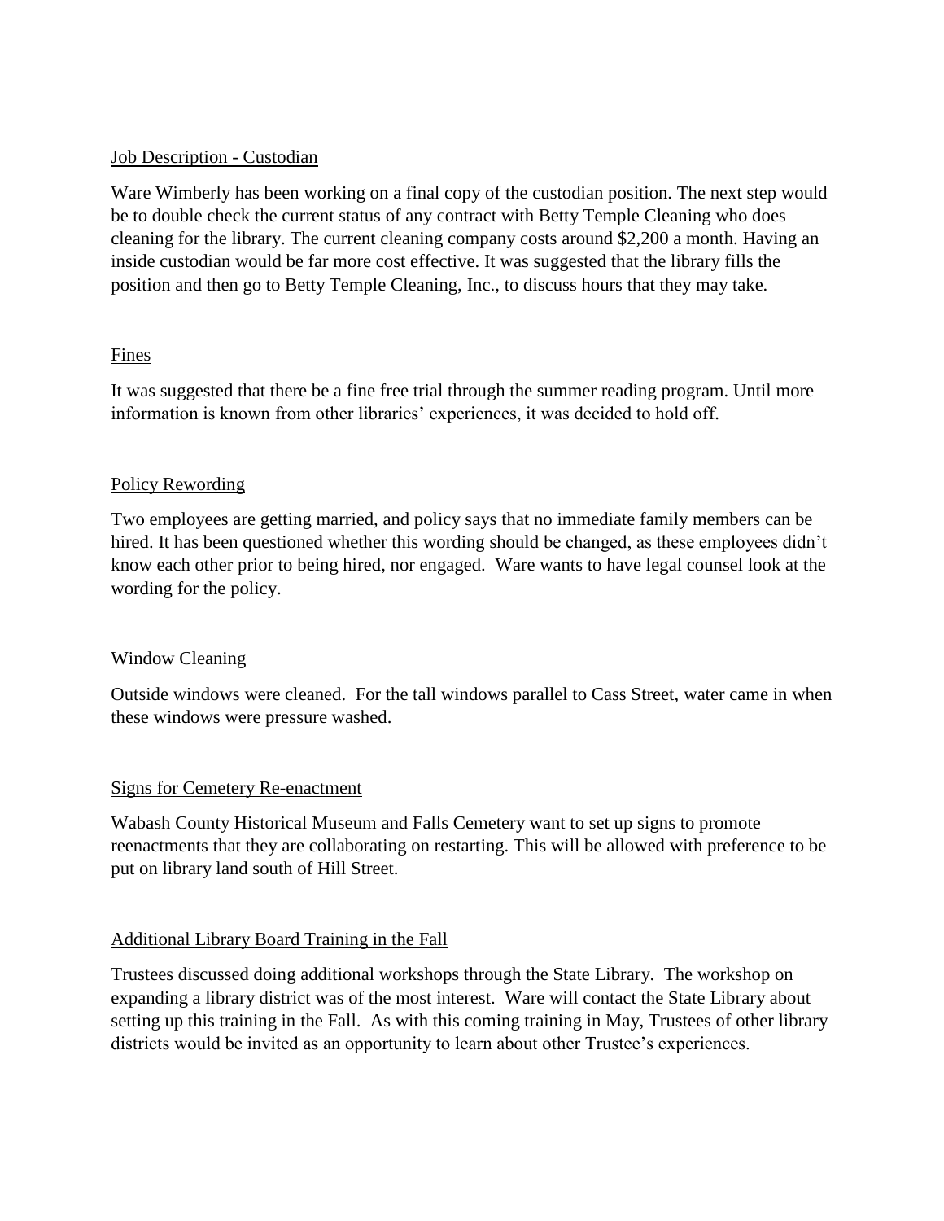## Job Description - Custodian

Ware Wimberly has been working on a final copy of the custodian position. The next step would be to double check the current status of any contract with Betty Temple Cleaning who does cleaning for the library. The current cleaning company costs around $2,200 a month. Having an inside custodian would be far more cost effective. It was suggested that the library fills the position and then go to Betty Temple Cleaning, Inc., to discuss hours that they may take.

## Fines

It was suggested that there be a fine free trial through the summer reading program. Until more information is known from other libraries' experiences, it was decided to hold off.

## Policy Rewording

Two employees are getting married, and policy says that no immediate family members can be hired. It has been questioned whether this wording should be changed, as these employees didn't know each other prior to being hired, nor engaged. Ware wants to have legal counsel look at the wording for the policy.

## Window Cleaning

Outside windows were cleaned. For the tall windows parallel to Cass Street, water came in when these windows were pressure washed.

## Signs for Cemetery Re-enactment

Wabash County Historical Museum and Falls Cemetery want to set up signs to promote reenactments that they are collaborating on restarting. This will be allowed with preference to be put on library land south of Hill Street.

## Additional Library Board Training in the Fall

Trustees discussed doing additional workshops through the State Library. The workshop on expanding a library district was of the most interest. Ware will contact the State Library about setting up this training in the Fall. As with this coming training in May, Trustees of other library districts would be invited as an opportunity to learn about other Trustee's experiences.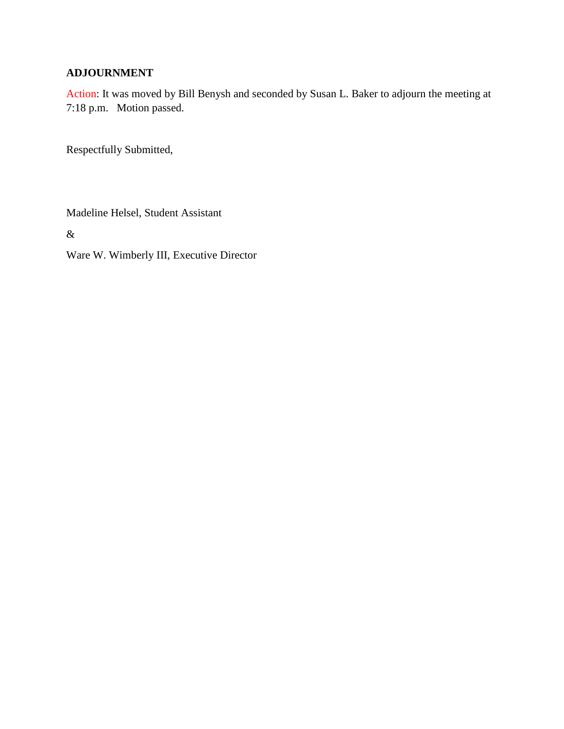**ADJOURNMENT**

Action: It was moved by Bill Benysh and seconded by Susan L. Baker to adjourn the meeting at 7:18 p.m.   Motion passed.

Respectfully Submitted,

Madeline Helsel, Student Assistant

&

Ware W. Wimberly III, Executive Director